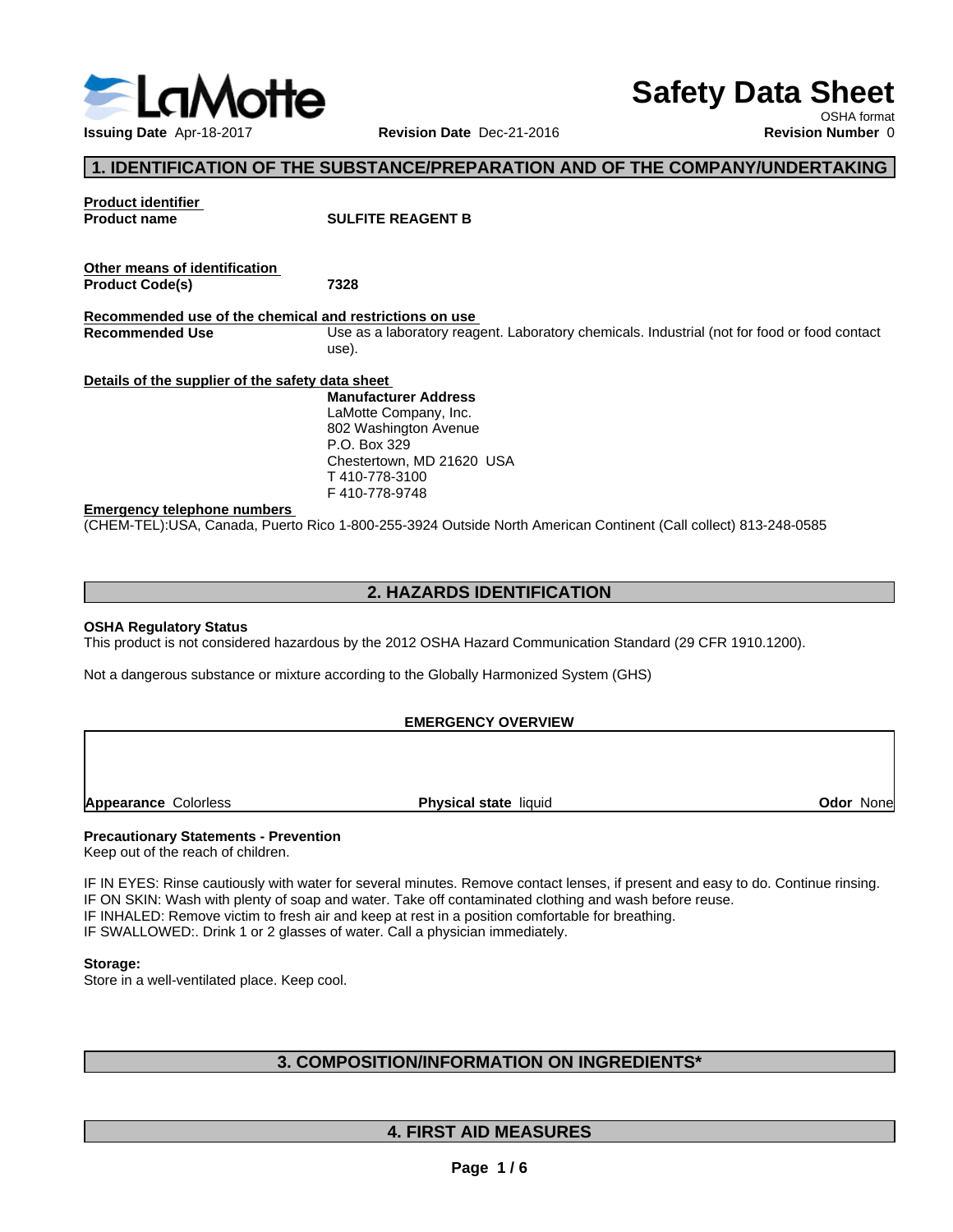# Safety Data Sheet

OSHA format

**Issuing Date** Apr-18-2017 **Revision Date** Dec-21-2016 **Revision Number** 0

## 1. IDENTIFICATION OF THE SUBSTANCE/PREPARATION AND OF THE COMPANY/UNDERTAKING

**Product identifier**

**Product name** **SULFITE REAGENT B**

**Other means of identification**

**Product Code(s)** **7328**

**Recommended use of the chemical and restrictions on use**

**Recommended Use** Use as a laboratory reagent. Laboratory chemicals. Industrial (not for food or food contact use).

**Details of the supplier of the safety data sheet**

**Manufacturer Address**
LaMotte Company, Inc.
802 Washington Avenue
P.O. Box 329
Chestertown, MD 21620 USA
T 410-778-3100
F 410-778-9748

**Emergency telephone numbers**

(CHEM-TEL):USA, Canada, Puerto Rico 1-800-255-3924 Outside North American Continent (Call collect) 813-248-0585

## 2. HAZARDS IDENTIFICATION

**OSHA Regulatory Status**

This product is not considered hazardous by the 2012 OSHA Hazard Communication Standard (29 CFR 1910.1200).

Not a dangerous substance or mixture according to the Globally Harmonized System (GHS)

**EMERGENCY OVERVIEW**

**Appearance** Colorless **Physical state** liquid **Odor** None

**Precautionary Statements - Prevention**

Keep out of the reach of children.

IF IN EYES: Rinse cautiously with water for several minutes. Remove contact lenses, if present and easy to do. Continue rinsing.
IF ON SKIN: Wash with plenty of soap and water. Take off contaminated clothing and wash before reuse.
IF INHALED: Remove victim to fresh air and keep at rest in a position comfortable for breathing.
IF SWALLOWED:. Drink 1 or 2 glasses of water. Call a physician immediately.

**Storage:**

Store in a well-ventilated place. Keep cool.

## 3. COMPOSITION/INFORMATION ON INGREDIENTS*

## 4. FIRST AID MEASURES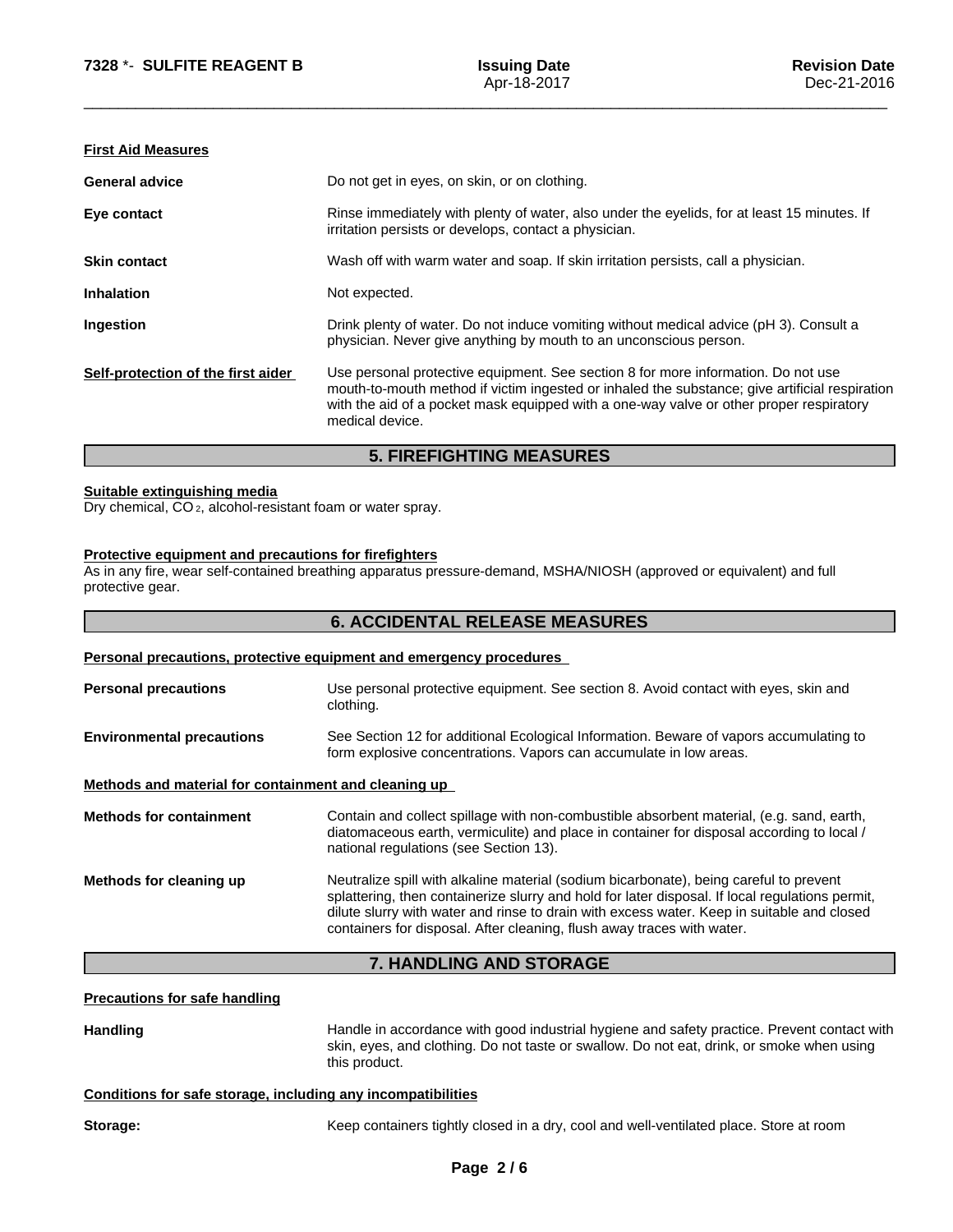### First Aid Measures

| | |
|---|---|
| **General advice** | Do not get in eyes, on skin, or on clothing. |
| **Eye contact** | Rinse immediately with plenty of water, also under the eyelids, for at least 15 minutes. If irritation persists or develops, contact a physician. |
| **Skin contact** | Wash off with warm water and soap. If skin irritation persists, call a physician. |
| **Inhalation** | Not expected. |
| **Ingestion** | Drink plenty of water. Do not induce vomiting without medical advice (pH 3). Consult a physician. Never give anything by mouth to an unconscious person. |
| **Self-protection of the first aider** | Use personal protective equipment. See section 8 for more information. Do not use mouth-to-mouth method if victim ingested or inhaled the substance; give artificial respiration with the aid of a pocket mask equipped with a one-way valve or other proper respiratory medical device. |

## 5. FIREFIGHTING MEASURES

**Suitable extinguishing media**

Dry chemical, $CO_2$, alcohol-resistant foam or water spray.

**Protective equipment and precautions for firefighters**

As in any fire, wear self-contained breathing apparatus pressure-demand, MSHA/NIOSH (approved or equivalent) and full protective gear.

## 6. ACCIDENTAL RELEASE MEASURES

**Personal precautions, protective equipment and emergency procedures**

| | |
|---|---|
| **Personal precautions** | Use personal protective equipment. See section 8. Avoid contact with eyes, skin and clothing. |
| **Environmental precautions** | See Section 12 for additional Ecological Information. Beware of vapors accumulating to form explosive concentrations. Vapors can accumulate in low areas. |

**Methods and material for containment and cleaning up**

| | |
|---|---|
| **Methods for containment** | Contain and collect spillage with non-combustible absorbent material, (e.g. sand, earth, diatomaceous earth, vermiculite) and place in container for disposal according to local / national regulations (see Section 13). |
| **Methods for cleaning up** | Neutralize spill with alkaline material (sodium bicarbonate), being careful to prevent splattering, then containerize slurry and hold for later disposal. If local regulations permit, dilute slurry with water and rinse to drain with excess water. Keep in suitable and closed containers for disposal. After cleaning, flush away traces with water. |

## 7. HANDLING AND STORAGE

**Precautions for safe handling**

| | |
|---|---|
| **Handling** | Handle in accordance with good industrial hygiene and safety practice. Prevent contact with skin, eyes, and clothing. Do not taste or swallow. Do not eat, drink, or smoke when using this product. |

**Conditions for safe storage, including any incompatibilities**

| | |
|---|---|
| **Storage:** | Keep containers tightly closed in a dry, cool and well-ventilated place. Store at room |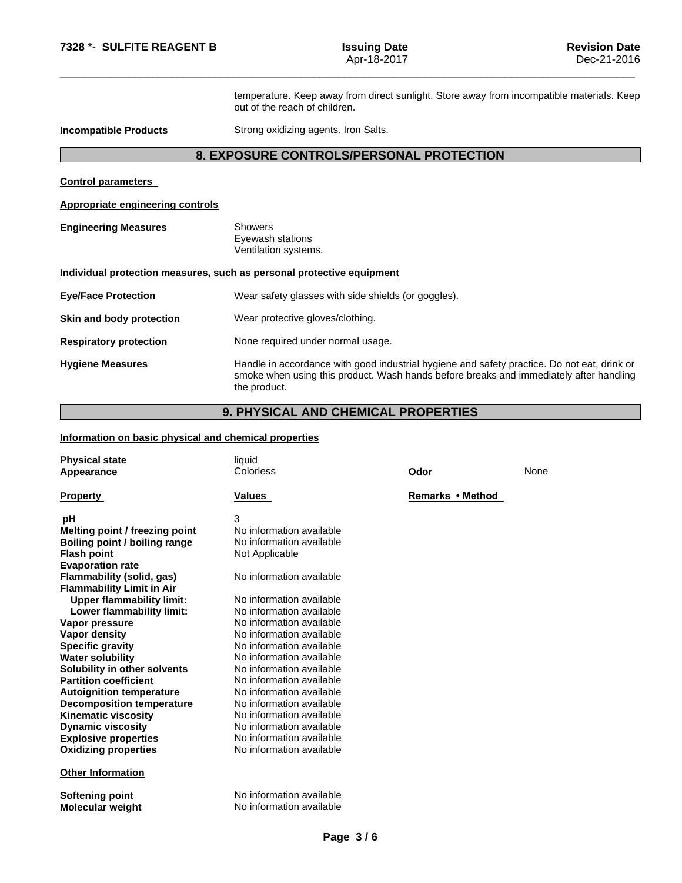temperature. Keep away from direct sunlight. Store away from incompatible materials. Keep out of the reach of children.

**Incompatible Products** Strong oxidizing agents. Iron Salts.

## 8. EXPOSURE CONTROLS/PERSONAL PROTECTION

**Control parameters**

**Appropriate engineering controls**

**Engineering Measures** Showers
Eyewash stations
Ventilation systems.

**Individual protection measures, such as personal protective equipment**

**Eye/Face Protection** Wear safety glasses with side shields (or goggles).

**Skin and body protection** Wear protective gloves/clothing.

**Respiratory protection** None required under normal usage.

**Hygiene Measures** Handle in accordance with good industrial hygiene and safety practice. Do not eat, drink or smoke when using this product. Wash hands before breaks and immediately after handling the product.

## 9. PHYSICAL AND CHEMICAL PROPERTIES

**Information on basic physical and chemical properties**

**Physical state** liquid
**Appearance** Colorless **Odor** None

| Property | Values | Remarks • Method |
|---|---|---|
| **pH** | 3 | |
| **Melting point / freezing point** | No information available | |
| **Boiling point / boiling range** | No information available | |
| **Flash point** | Not Applicable | |
| **Evaporation rate** | | |
| **Flammability (solid, gas)** | No information available | |
| **Flammability Limit in Air** | | |
| **Upper flammability limit:** | No information available | |
| **Lower flammability limit:** | No information available | |
| **Vapor pressure** | No information available | |
| **Vapor density** | No information available | |
| **Specific gravity** | No information available | |
| **Water solubility** | No information available | |
| **Solubility in other solvents** | No information available | |
| **Partition coefficient** | No information available | |
| **Autoignition temperature** | No information available | |
| **Decomposition temperature** | No information available | |
| **Kinematic viscosity** | No information available | |
| **Dynamic viscosity** | No information available | |
| **Explosive properties** | No information available | |
| **Oxidizing properties** | No information available | |

**Other Information**

| | |
|---|---|
| **Softening point** | No information available |
| **Molecular weight** | No information available |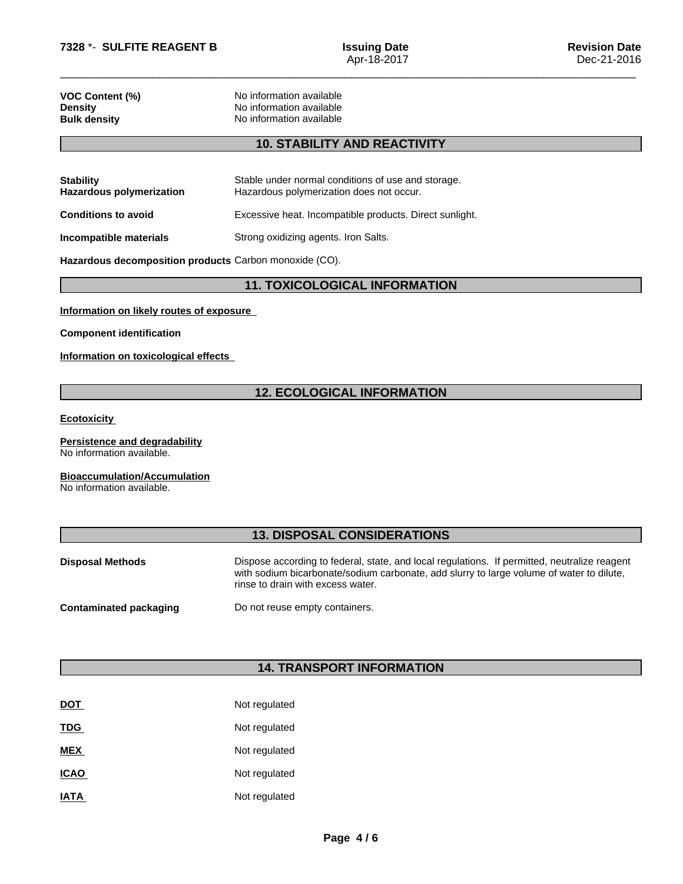| | |
|---|---|
| **VOC Content (%)** | No information available |
| **Density** | No information available |
| **Bulk density** | No information available |

## 10. STABILITY AND REACTIVITY

| | |
|---|---|
| **Stability** | Stable under normal conditions of use and storage. |
| **Hazardous polymerization** | Hazardous polymerization does not occur. |
| **Conditions to avoid** | Excessive heat. Incompatible products. Direct sunlight. |
| **Incompatible materials** | Strong oxidizing agents. Iron Salts. |
| **Hazardous decomposition products** | Carbon monoxide (CO). |

## 11. TOXICOLOGICAL INFORMATION

**Information on likely routes of exposure**

**Component identification**

**Information on toxicological effects**

## 12. ECOLOGICAL INFORMATION

**Ecotoxicity**

**Persistence and degradability**
No information available.

**Bioaccumulation/Accumulation**
No information available.

## 13. DISPOSAL CONSIDERATIONS

| | |
|---|---|
| **Disposal Methods** | Dispose according to federal, state, and local regulations. If permitted, neutralize reagent with sodium bicarbonate/sodium carbonate, add slurry to large volume of water to dilute, rinse to drain with excess water. |
| **Contaminated packaging** | Do not reuse empty containers. |

## 14. TRANSPORT INFORMATION

| | |
|---|---|
| **DOT** | Not regulated |
| **TDG** | Not regulated |
| **MEX** | Not regulated |
| **ICAO** | Not regulated |
| **IATA** | Not regulated |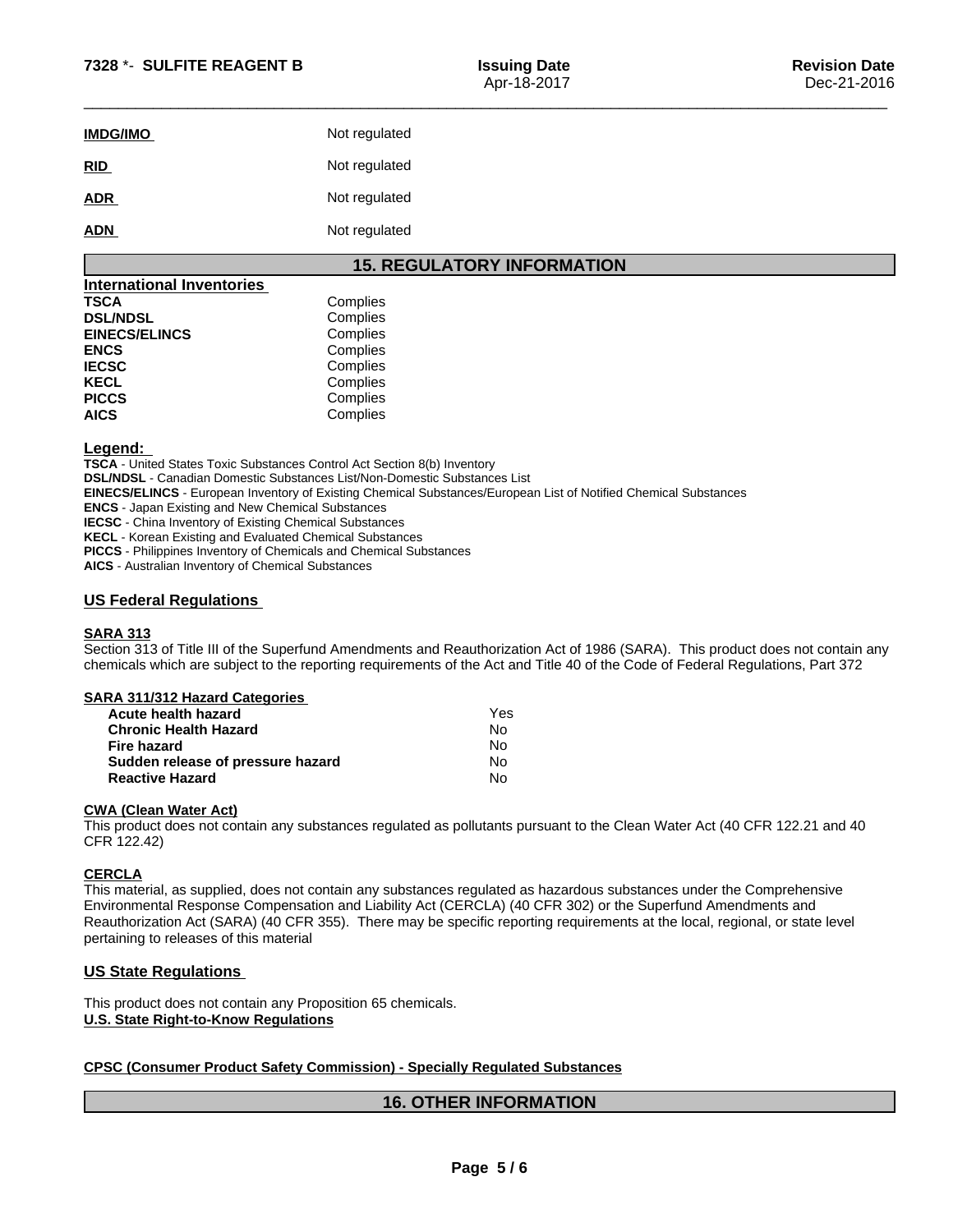| | |
|---|---|
| **IMDG/IMO** | Not regulated |
| **RID** | Not regulated |
| **ADR** | Not regulated |
| **ADN** | Not regulated |

## 15. REGULATORY INFORMATION

**International Inventories**

| | |
|---|---|
| **TSCA** | Complies |
| **DSL/NDSL** | Complies |
| **EINECS/ELINCS** | Complies |
| **ENCS** | Complies |
| **IECSC** | Complies |
| **KECL** | Complies |
| **PICCS** | Complies |
| **AICS** | Complies |

**Legend:**

**TSCA** - United States Toxic Substances Control Act Section 8(b) Inventory
**DSL/NDSL** - Canadian Domestic Substances List/Non-Domestic Substances List
**EINECS/ELINCS** - European Inventory of Existing Chemical Substances/European List of Notified Chemical Substances
**ENCS** - Japan Existing and New Chemical Substances
**IECSC** - China Inventory of Existing Chemical Substances
**KECL** - Korean Existing and Evaluated Chemical Substances
**PICCS** - Philippines Inventory of Chemicals and Chemical Substances
**AICS** - Australian Inventory of Chemical Substances

### US Federal Regulations

**SARA 313**

Section 313 of Title III of the Superfund Amendments and Reauthorization Act of 1986 (SARA). This product does not contain any chemicals which are subject to the reporting requirements of the Act and Title 40 of the Code of Federal Regulations, Part 372

**SARA 311/312 Hazard Categories**

| | |
|---|---|
| **Acute health hazard** | Yes |
| **Chronic Health Hazard** | No |
| **Fire hazard** | No |
| **Sudden release of pressure hazard** | No |
| **Reactive Hazard** | No |

**CWA (Clean Water Act)**

This product does not contain any substances regulated as pollutants pursuant to the Clean Water Act (40 CFR 122.21 and 40 CFR 122.42)

**CERCLA**

This material, as supplied, does not contain any substances regulated as hazardous substances under the Comprehensive Environmental Response Compensation and Liability Act (CERCLA) (40 CFR 302) or the Superfund Amendments and Reauthorization Act (SARA) (40 CFR 355). There may be specific reporting requirements at the local, regional, or state level pertaining to releases of this material

### US State Regulations

This product does not contain any Proposition 65 chemicals.

**U.S. State Right-to-Know Regulations**

**CPSC (Consumer Product Safety Commission) - Specially Regulated Substances**

## 16. OTHER INFORMATION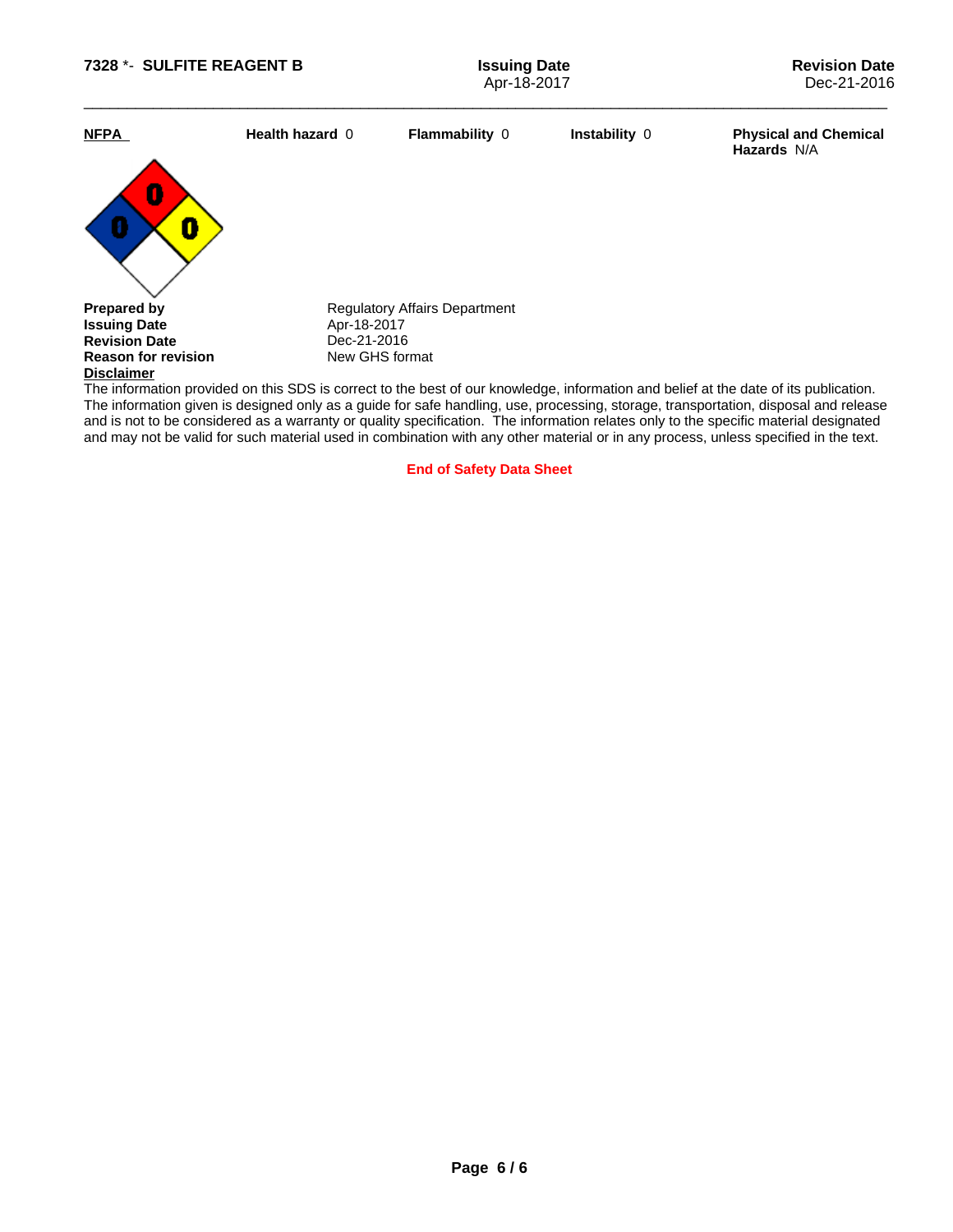**NFPA**

| Health hazard | Flammability | Instability | Physical and Chemical Hazards |
|---|---|---|---|
| 0 | 0 | 0 | N/A |

| | |
|---|---|
| **Prepared by** | Regulatory Affairs Department |
| **Issuing Date** | Apr-18-2017 |
| **Revision Date** | Dec-21-2016 |
| **Reason for revision** | New GHS format |

**Disclaimer**

The information provided on this SDS is correct to the best of our knowledge, information and belief at the date of its publication. The information given is designed only as a guide for safe handling, use, processing, storage, transportation, disposal and release and is not to be considered as a warranty or quality specification. The information relates only to the specific material designated and may not be valid for such material used in combination with any other material or in any process, unless specified in the text.

**End of Safety Data Sheet**